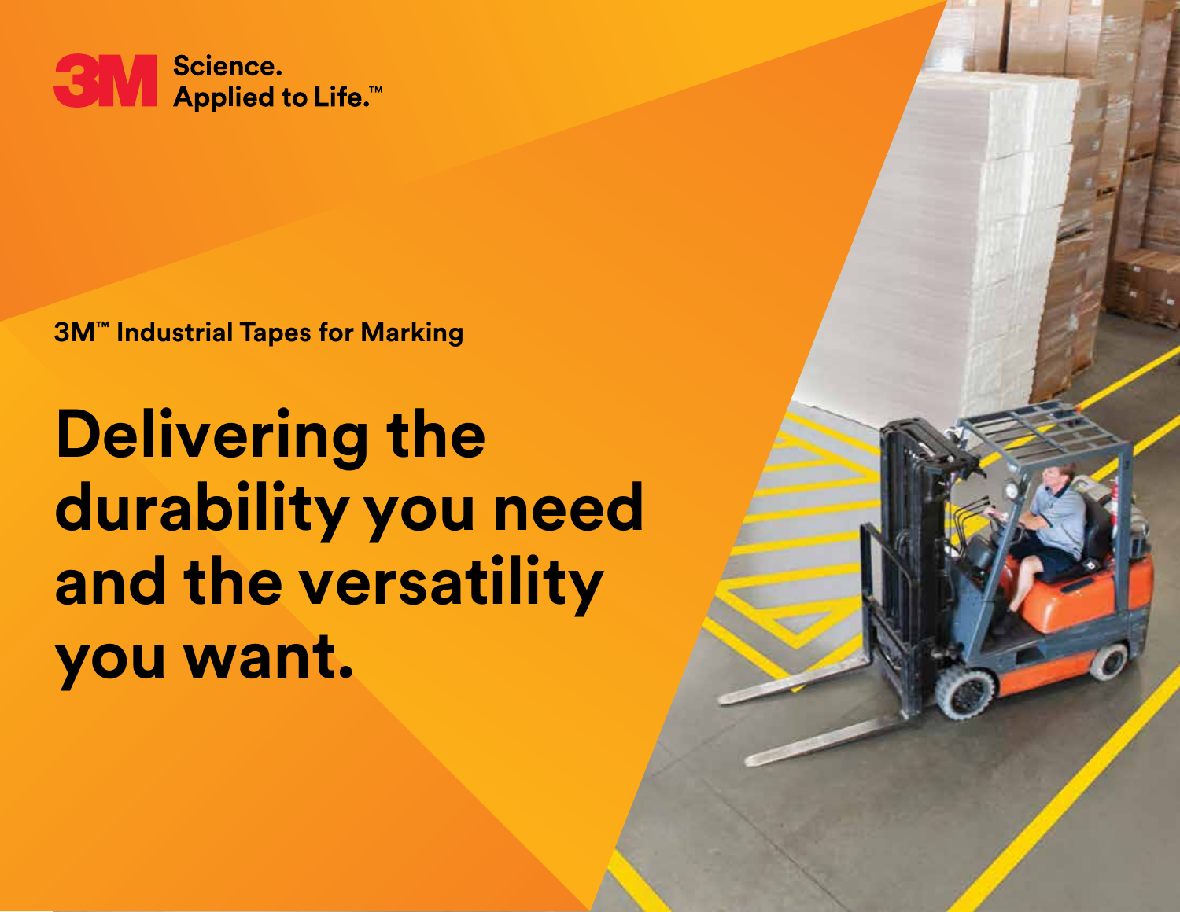3M Science. Applied to Life.™

3M™ Industrial Tapes for Marking

# Delivering the durability you need and the versatility you want.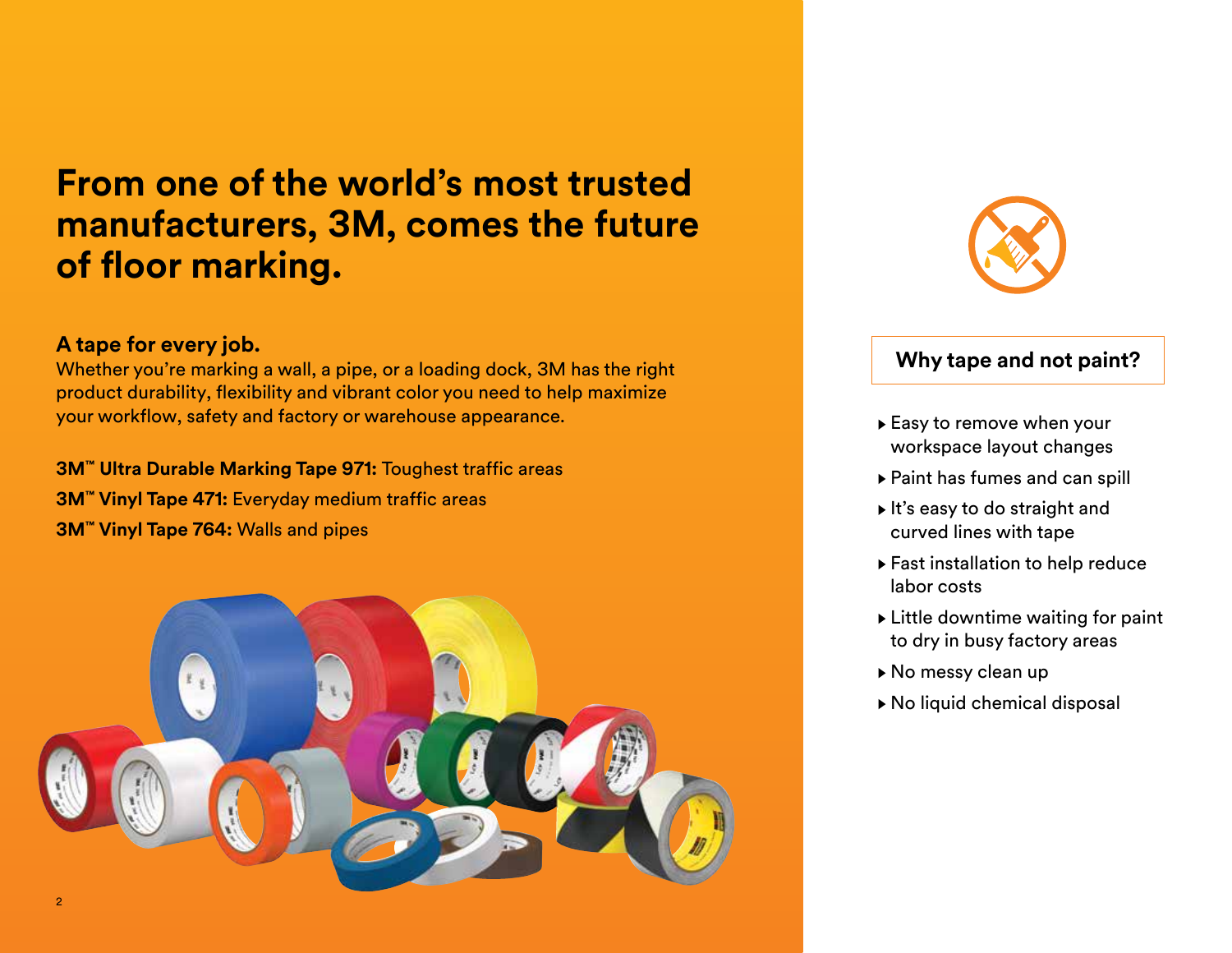# From one of the world's most trusted manufacturers, 3M, comes the future of floor marking.

**A tape for every job.**
Whether you're marking a wall, a pipe, or a loading dock, 3M has the right product durability, flexibility and vibrant color you need to help maximize your workflow, safety and factory or warehouse appearance.

**3M™ Ultra Durable Marking Tape 971:** Toughest traffic areas
**3M™ Vinyl Tape 471:** Everyday medium traffic areas
**3M™ Vinyl Tape 764:** Walls and pipes

## Why tape and not paint?

- Easy to remove when your workspace layout changes
- Paint has fumes and can spill
- It's easy to do straight and curved lines with tape
- Fast installation to help reduce labor costs
- Little downtime waiting for paint to dry in busy factory areas
- No messy clean up
- No liquid chemical disposal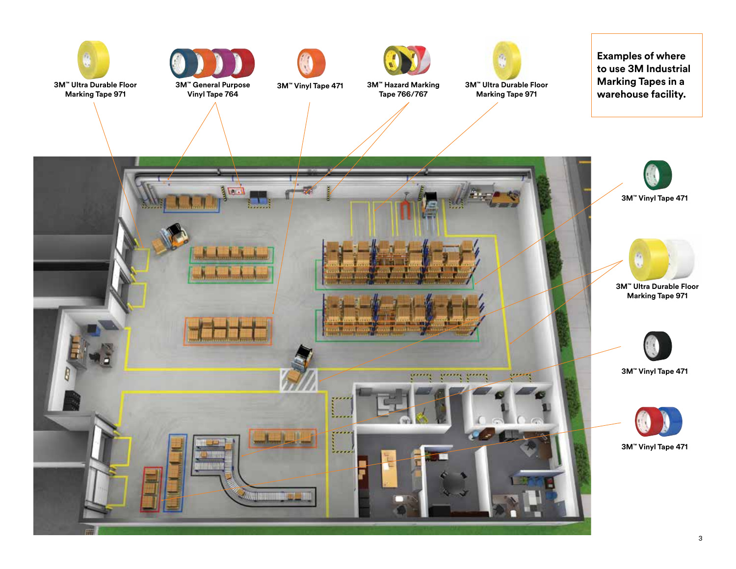**Examples of where to use 3M Industrial Marking Tapes in a warehouse facility.**

3M™ Ultra Durable Floor Marking Tape 971

3M™ General Purpose Vinyl Tape 764

3M™ Vinyl Tape 471

3M™ Hazard Marking Tape 766/767

3M™ Ultra Durable Floor Marking Tape 971

3M™ Vinyl Tape 471

3M™ Ultra Durable Floor Marking Tape 971

3M™ Vinyl Tape 471

3M™ Vinyl Tape 471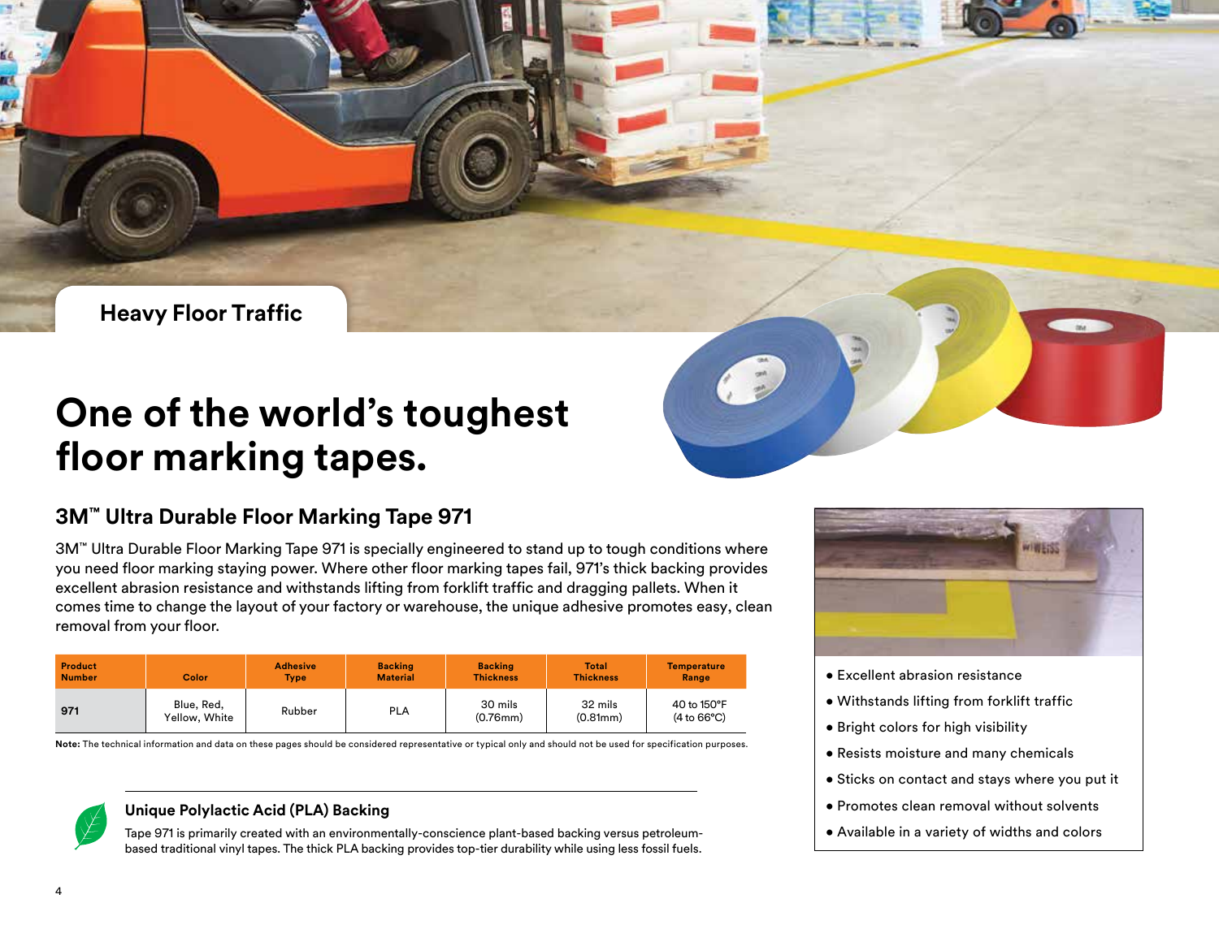## Heavy Floor Traffic

# One of the world's toughest floor marking tapes.

## 3M™ Ultra Durable Floor Marking Tape 971

3M™ Ultra Durable Floor Marking Tape 971 is specially engineered to stand up to tough conditions where you need floor marking staying power. Where other floor marking tapes fail, 971's thick backing provides excellent abrasion resistance and withstands lifting from forklift traffic and dragging pallets. When it comes time to change the layout of your factory or warehouse, the unique adhesive promotes easy, clean removal from your floor.

| Product Number | Color | Adhesive Type | Backing Material | Backing Thickness | Total Thickness | Temperature Range |
|---|---|---|---|---|---|---|
| 971 | Blue, Red, Yellow, White | Rubber | PLA | 30 mils (0.76mm) | 32 mils (0.81mm) | 40 to 150°F (4 to 66°C) |

**Note:** The technical information and data on these pages should be considered representative or typical only and should not be used for specification purposes.

### Unique Polylactic Acid (PLA) Backing

Tape 971 is primarily created with an environmentally-conscience plant-based backing versus petroleum-based traditional vinyl tapes. The thick PLA backing provides top-tier durability while using less fossil fuels.

- Excellent abrasion resistance
- Withstands lifting from forklift traffic
- Bright colors for high visibility
- Resists moisture and many chemicals
- Sticks on contact and stays where you put it
- Promotes clean removal without solvents
- Available in a variety of widths and colors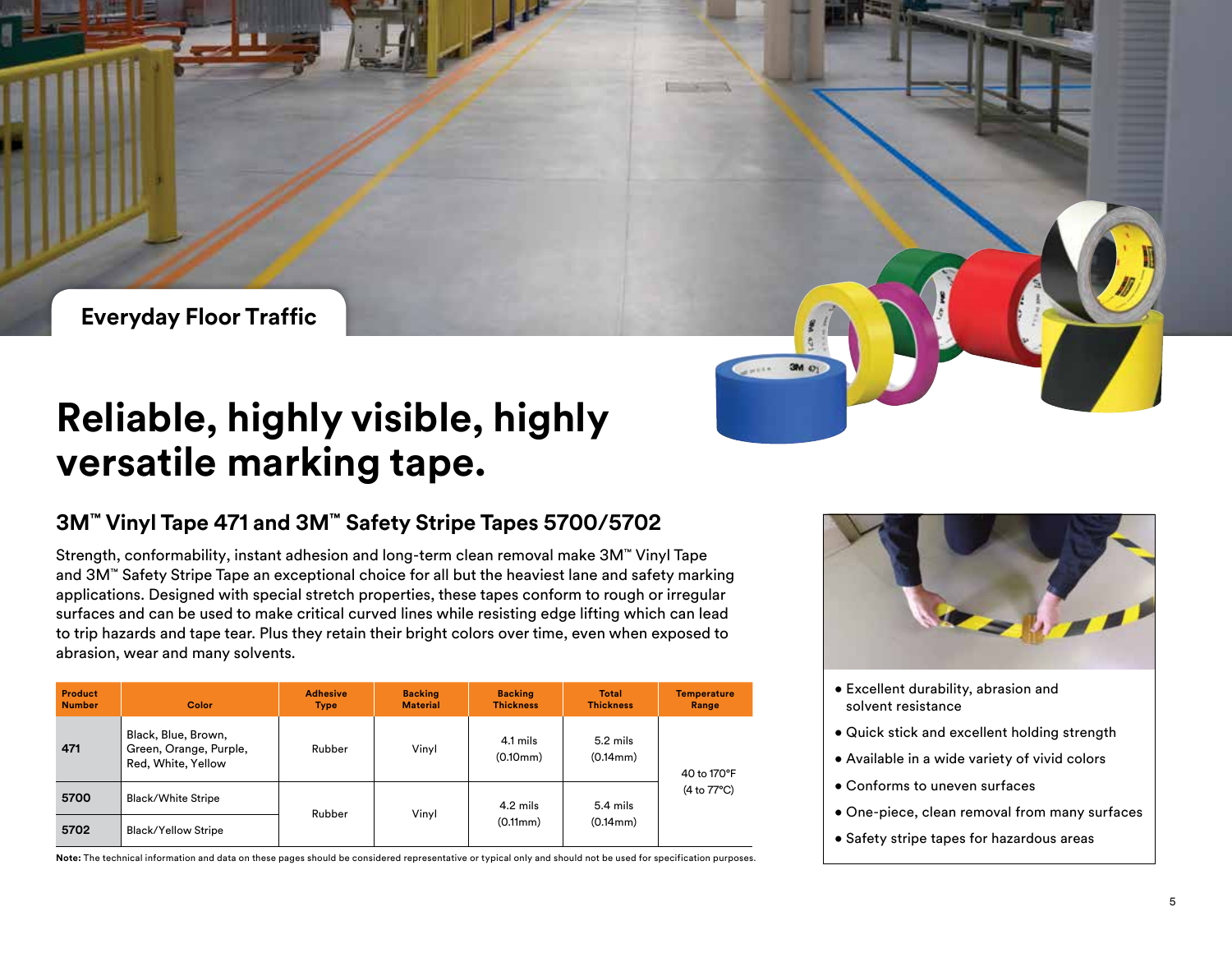## Everyday Floor Traffic

# Reliable, highly visible, highly versatile marking tape.

### 3M™ Vinyl Tape 471 and 3M™ Safety Stripe Tapes 5700/5702

Strength, conformability, instant adhesion and long-term clean removal make 3M™ Vinyl Tape and 3M™ Safety Stripe Tape an exceptional choice for all but the heaviest lane and safety marking applications. Designed with special stretch properties, these tapes conform to rough or irregular surfaces and can be used to make critical curved lines while resisting edge lifting which can lead to trip hazards and tape tear. Plus they retain their bright colors over time, even when exposed to abrasion, wear and many solvents.

| Product Number | Color | Adhesive Type | Backing Material | Backing Thickness | Total Thickness | Temperature Range |
|---|---|---|---|---|---|---|
| 471 | Black, Blue, Brown, Green, Orange, Purple, Red, White, Yellow | Rubber | Vinyl | 4.1 mils (0.10mm) | 5.2 mils (0.14mm) | 40 to 170°F (4 to 77°C) |
| 5700 | Black/White Stripe | Rubber | Vinyl | 4.2 mils (0.11mm) | 5.4 mils (0.14mm) | 40 to 170°F (4 to 77°C) |
| 5702 | Black/Yellow Stripe | Rubber | Vinyl | 4.2 mils (0.11mm) | 5.4 mils (0.14mm) | 40 to 170°F (4 to 77°C) |

**Note:** The technical information and data on these pages should be considered representative or typical only and should not be used for specification purposes.

- Excellent durability, abrasion and solvent resistance
- Quick stick and excellent holding strength
- Available in a wide variety of vivid colors
- Conforms to uneven surfaces
- One-piece, clean removal from many surfaces
- Safety stripe tapes for hazardous areas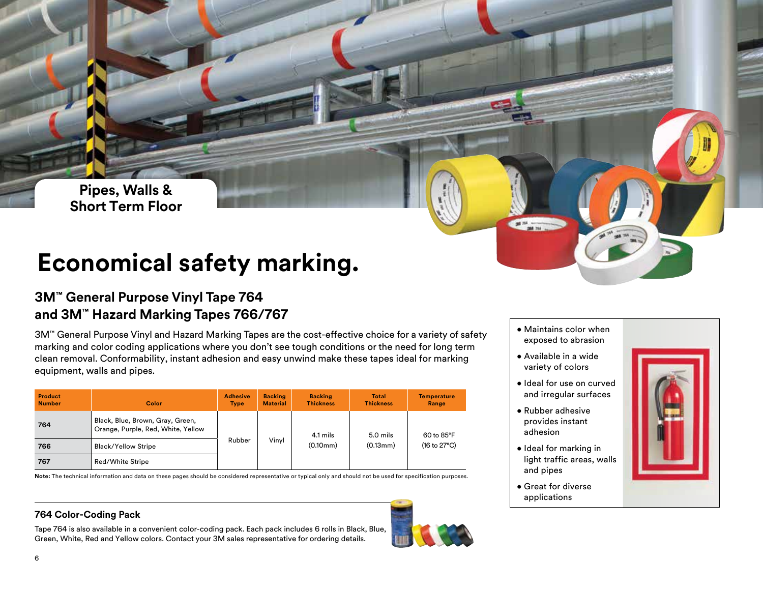## Pipes, Walls & Short Term Floor

# Economical safety marking.

### 3M™ General Purpose Vinyl Tape 764 and 3M™ Hazard Marking Tapes 766/767

3M™ General Purpose Vinyl and Hazard Marking Tapes are the cost-effective choice for a variety of safety marking and color coding applications where you don't see tough conditions or the need for long term clean removal. Conformability, instant adhesion and easy unwind make these tapes ideal for marking equipment, walls and pipes.

| Product Number | Color | Adhesive Type | Backing Material | Backing Thickness | Total Thickness | Temperature Range |
|---|---|---|---|---|---|---|
| 764 | Black, Blue, Brown, Gray, Green, Orange, Purple, Red, White, Yellow | Rubber | Vinyl | 4.1 mils (0.10mm) | 5.0 mils (0.13mm) | 60 to 85°F (16 to 27°C) |
| 766 | Black/Yellow Stripe | Rubber | Vinyl | 4.1 mils (0.10mm) | 5.0 mils (0.13mm) | 60 to 85°F (16 to 27°C) |
| 767 | Red/White Stripe | Rubber | Vinyl | 4.1 mils (0.10mm) | 5.0 mils (0.13mm) | 60 to 85°F (16 to 27°C) |

**Note:** The technical information and data on these pages should be considered representative or typical only and should not be used for specification purposes.

- Maintains color when exposed to abrasion
- Available in a wide variety of colors
- Ideal for use on curved and irregular surfaces
- Rubber adhesive provides instant adhesion
- Ideal for marking in light traffic areas, walls and pipes
- Great for diverse applications

#### 764 Color-Coding Pack

Tape 764 is also available in a convenient color-coding pack. Each pack includes 6 rolls in Black, Blue, Green, White, Red and Yellow colors. Contact your 3M sales representative for ordering details.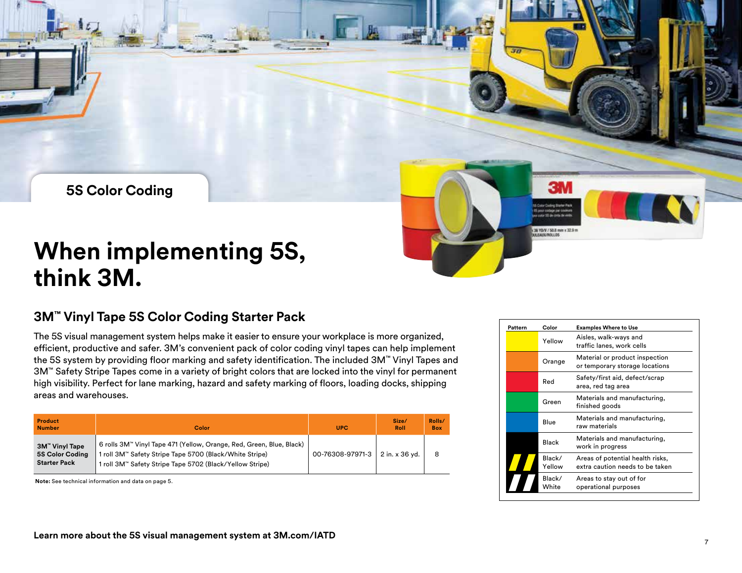5S Color Coding

# When implementing 5S, think 3M.

## 3M™ Vinyl Tape 5S Color Coding Starter Pack

The 5S visual management system helps make it easier to ensure your workplace is more organized, efficient, productive and safer. 3M's convenient pack of color coding vinyl tapes can help implement the 5S system by providing floor marking and safety identification. The included 3M™ Vinyl Tapes and 3M™ Safety Stripe Tapes come in a variety of bright colors that are locked into the vinyl for permanent high visibility. Perfect for lane marking, hazard and safety marking of floors, loading docks, shipping areas and warehouses.

| Product Number | Color | UPC | Size/ Roll | Rolls/ Box |
|---|---|---|---|---|
| **3M™ Vinyl Tape 5S Color Coding Starter Pack** | 6 rolls 3M™ Vinyl Tape 471 (Yellow, Orange, Red, Green, Blue, Black)<br>1 roll 3M™ Safety Stripe Tape 5700 (Black/White Stripe)<br>1 roll 3M™ Safety Stripe Tape 5702 (Black/Yellow Stripe) | 00-76308-97971-3 | 2 in. x 36 yd. | 8 |

**Note:** See technical information and data on page 5.

| Pattern | Color | Examples Where to Use |
|---|---|---|
| | Yellow | Aisles, walk-ways and traffic lanes, work cells |
| | Orange | Material or product inspection or temporary storage locations |
| | Red | Safety/first aid, defect/scrap area, red tag area |
| | Green | Materials and manufacturing, finished goods |
| | Blue | Materials and manufacturing, raw materials |
| | Black | Materials and manufacturing, work in progress |
| | Black/ Yellow | Areas of potential health risks, extra caution needs to be taken |
| | Black/ White | Areas to stay out of for operational purposes |

**Learn more about the 5S visual management system at 3M.com/IATD**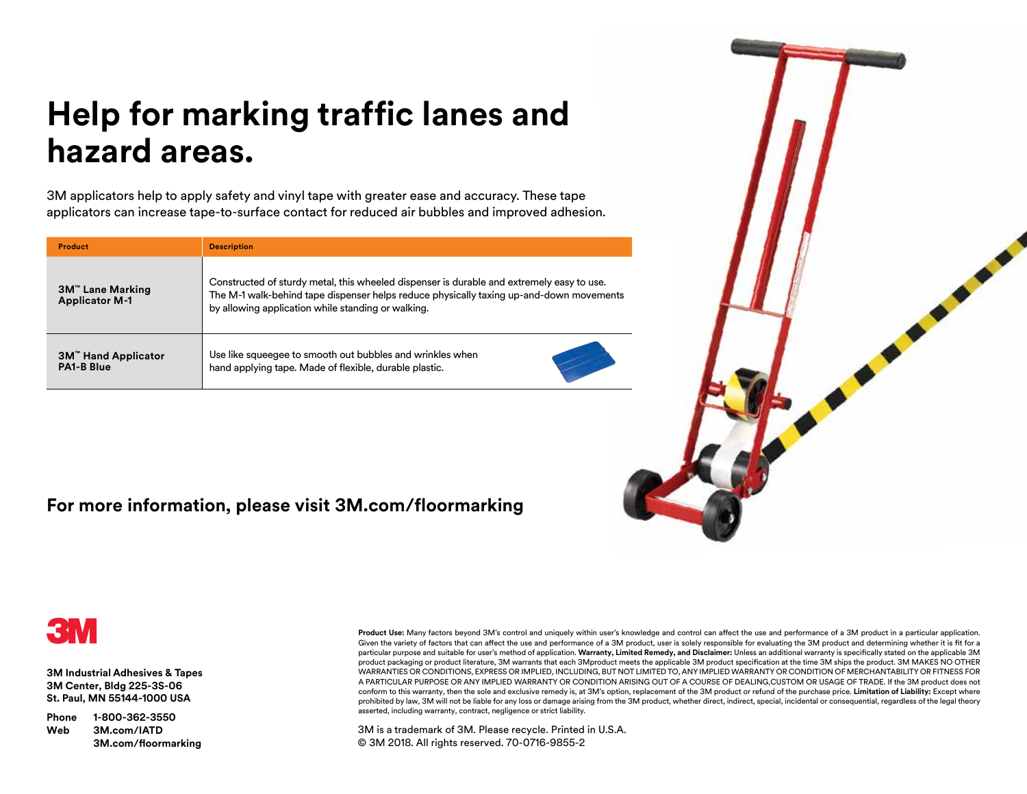# Help for marking traffic lanes and hazard areas.

3M applicators help to apply safety and vinyl tape with greater ease and accuracy. These tape applicators can increase tape-to-surface contact for reduced air bubbles and improved adhesion.

| Product | Description |
|---|---|
| **3M™ Lane Marking Applicator M-1** | Constructed of sturdy metal, this wheeled dispenser is durable and extremely easy to use. The M-1 walk-behind tape dispenser helps reduce physically taxing up-and-down movements by allowing application while standing or walking. |
| **3M™ Hand Applicator PA1-B Blue** | Use like squeegee to smooth out bubbles and wrinkles when hand applying tape. Made of flexible, durable plastic. |

## For more information, please visit 3M.com/floormarking

**3M Industrial Adhesives & Tapes**
**3M Center, Bldg 225-3S-06**
**St. Paul, MN 55144-1000 USA**

**Phone** 1-800-362-3550
**Web** 3M.com/IATD
3M.com/floormarking

**Product Use:** Many factors beyond 3M's control and uniquely within user's knowledge and control can affect the use and performance of a 3M product in a particular application. Given the variety of factors that can affect the use and performance of a 3M product, user is solely responsible for evaluating the 3M product and determining whether it is fit for a particular purpose and suitable for user's method of application. **Warranty, Limited Remedy, and Disclaimer:** Unless an additional warranty is specifically stated on the applicable 3M product packaging or product literature, 3M warrants that each 3Mproduct meets the applicable 3M product specification at the time 3M ships the product. 3M MAKES NO OTHER WARRANTIES OR CONDITIONS, EXPRESS OR IMPLIED, INCLUDING, BUT NOT LIMITED TO, ANY IMPLIED WARRANTY OR CONDITION OF MERCHANTABILITY OR FITNESS FOR A PARTICULAR PURPOSE OR ANY IMPLIED WARRANTY OR CONDITION ARISING OUT OF A COURSE OF DEALING,CUSTOM OR USAGE OF TRADE. If the 3M product does not conform to this warranty, then the sole and exclusive remedy is, at 3M's option, replacement of the 3M product or refund of the purchase price. **Limitation of Liability:** Except where prohibited by law, 3M will not be liable for any loss or damage arising from the 3M product, whether direct, indirect, special, incidental or consequential, regardless of the legal theory asserted, including warranty, contract, negligence or strict liability.

3M is a trademark of 3M. Please recycle. Printed in U.S.A.
© 3M 2018. All rights reserved. 70-0716-9855-2